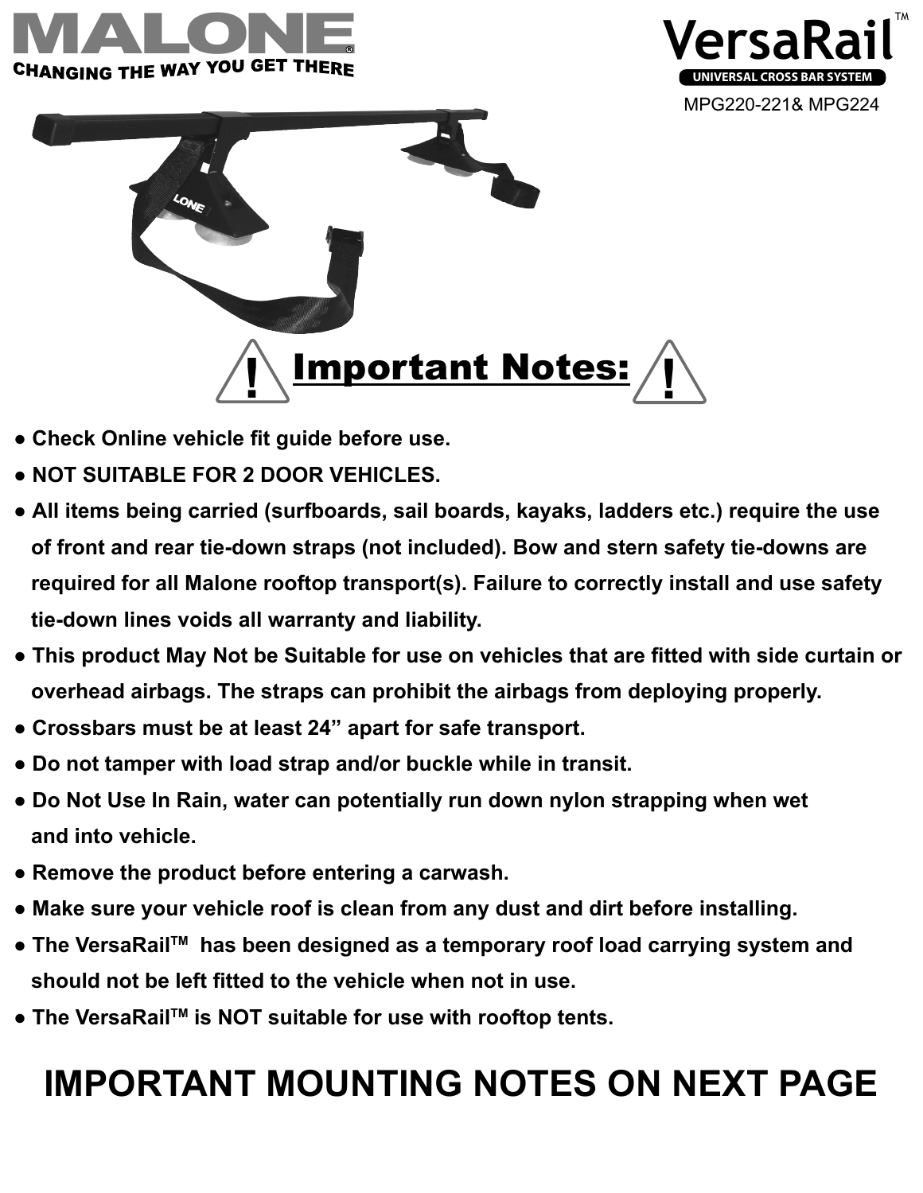# MALONE®

**CHANGING THE WAY YOU GET THERE**

# VersaRail™

**UNIVERSAL CROSS BAR SYSTEM**

MPG220-221& MPG224

## Important Notes:

- **Check Online vehicle fit guide before use.**
- **NOT SUITABLE FOR 2 DOOR VEHICLES.**
- **All items being carried (surfboards, sail boards, kayaks, ladders etc.) require the use of front and rear tie-down straps (not included). Bow and stern safety tie-downs are required for all Malone rooftop transport(s). Failure to correctly install and use safety tie-down lines voids all warranty and liability.**
- **This product May Not be Suitable for use on vehicles that are fitted with side curtain or overhead airbags. The straps can prohibit the airbags from deploying properly.**
- **Crossbars must be at least 24” apart for safe transport.**
- **Do not tamper with load strap and/or buckle while in transit.**
- **Do Not Use In Rain, water can potentially run down nylon strapping when wet and into vehicle.**
- **Remove the product before entering a carwash.**
- **Make sure your vehicle roof is clean from any dust and dirt before installing.**
- **The VersaRail™ has been designed as a temporary roof load carrying system and should not be left fitted to the vehicle when not in use.**
- **The VersaRail™ is NOT suitable for use with rooftop tents.**

## IMPORTANT MOUNTING NOTES ON NEXT PAGE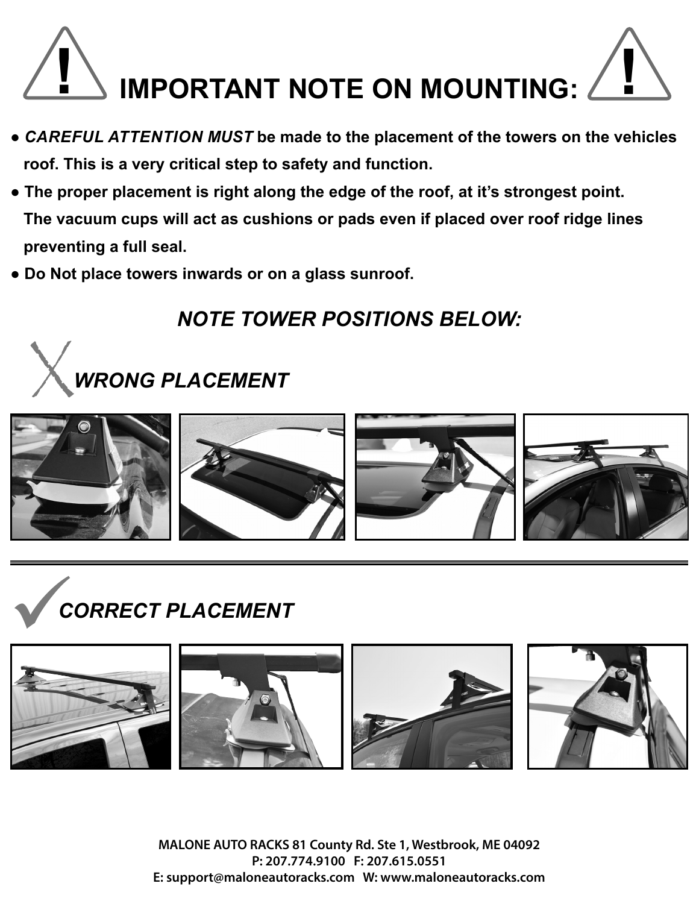# IMPORTANT NOTE ON MOUNTING:

- ***CAREFUL ATTENTION MUST*** **be made to the placement of the towers on the vehicles roof. This is a very critical step to safety and function.**
- **The proper placement is right along the edge of the roof, at it's strongest point. The vacuum cups will act as cushions or pads even if placed over roof ridge lines preventing a full seal.**
- **Do Not place towers inwards or on a glass sunroof.**

## *NOTE TOWER POSITIONS BELOW:*

### *WRONG PLACEMENT*

### *CORRECT PLACEMENT*

**MALONE AUTO RACKS 81 County Rd. Ste 1, Westbrook, ME 04092**
**P: 207.774.9100 F: 207.615.0551**
**E: support@maloneautoracks.com W: www.maloneautoracks.com**